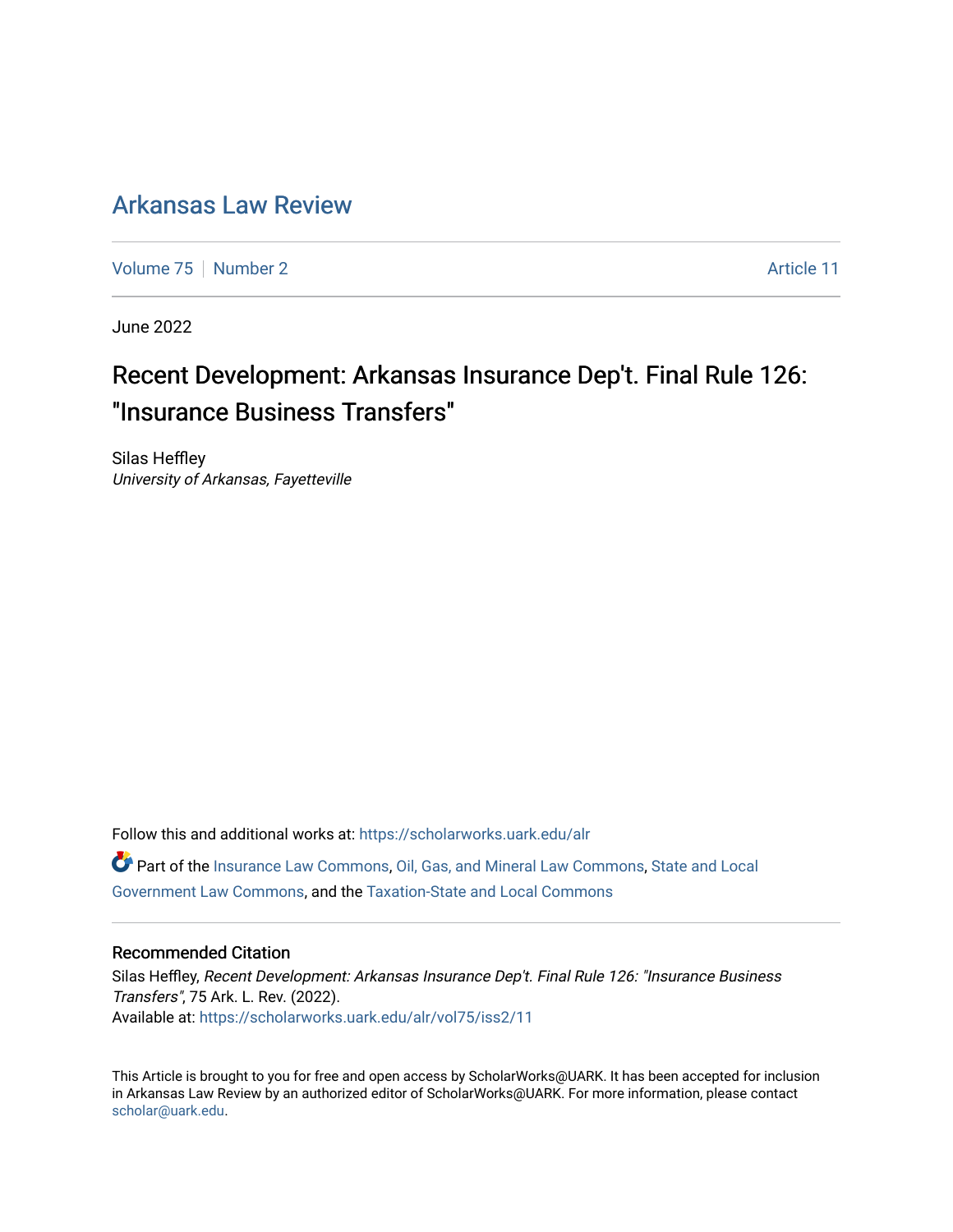# Arkansas Law Review

Volume 75 | Number 2 Article 11

June 2022

## Recent Development: Arkansas Insurance Dep't. Final Rule 126: "Insurance Business Transfers"

Silas Heffley
*University of Arkansas, Fayetteville*

Follow this and additional works at: https://scholarworks.uark.edu/alr

Part of the Insurance Law Commons, Oil, Gas, and Mineral Law Commons, State and Local Government Law Commons, and the Taxation-State and Local Commons

### Recommended Citation

Silas Heffley, *Recent Development: Arkansas Insurance Dep't. Final Rule 126: "Insurance Business Transfers"*, 75 Ark. L. Rev. (2022).
Available at: https://scholarworks.uark.edu/alr/vol75/iss2/11

This Article is brought to you for free and open access by ScholarWorks@UARK. It has been accepted for inclusion in Arkansas Law Review by an authorized editor of ScholarWorks@UARK. For more information, please contact scholar@uark.edu.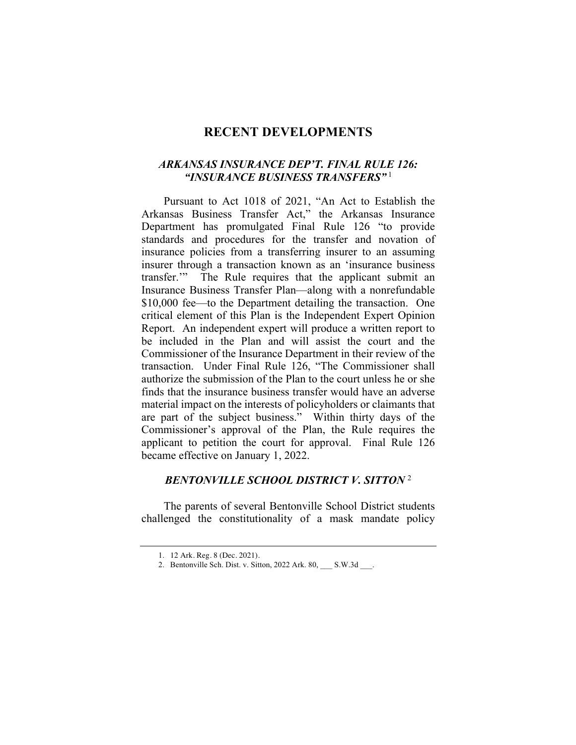# RECENT DEVELOPMENTS

## *ARKANSAS INSURANCE DEP'T. FINAL RULE 126: "INSURANCE BUSINESS TRANSFERS"*[1]

Pursuant to Act 1018 of 2021, "An Act to Establish the Arkansas Business Transfer Act," the Arkansas Insurance Department has promulgated Final Rule 126 "to provide standards and procedures for the transfer and novation of insurance policies from a transferring insurer to an assuming insurer through a transaction known as an 'insurance business transfer.'" The Rule requires that the applicant submit an Insurance Business Transfer Plan—along with a nonrefundable $10,000 fee—to the Department detailing the transaction. One critical element of this Plan is the Independent Expert Opinion Report. An independent expert will produce a written report to be included in the Plan and will assist the court and the Commissioner of the Insurance Department in their review of the transaction. Under Final Rule 126, "The Commissioner shall authorize the submission of the Plan to the court unless he or she finds that the insurance business transfer would have an adverse material impact on the interests of policyholders or claimants that are part of the subject business." Within thirty days of the Commissioner's approval of the Plan, the Rule requires the applicant to petition the court for approval. Final Rule 126 became effective on January 1, 2022.

## *BENTONVILLE SCHOOL DISTRICT V. SITTON*[2]

The parents of several Bentonville School District students challenged the constitutionality of a mask mandate policy

---

1. 12 Ark. Reg. 8 (Dec. 2021).
2. Bentonville Sch. Dist. v. Sitton, 2022 Ark. 80, ___ S.W.3d ___.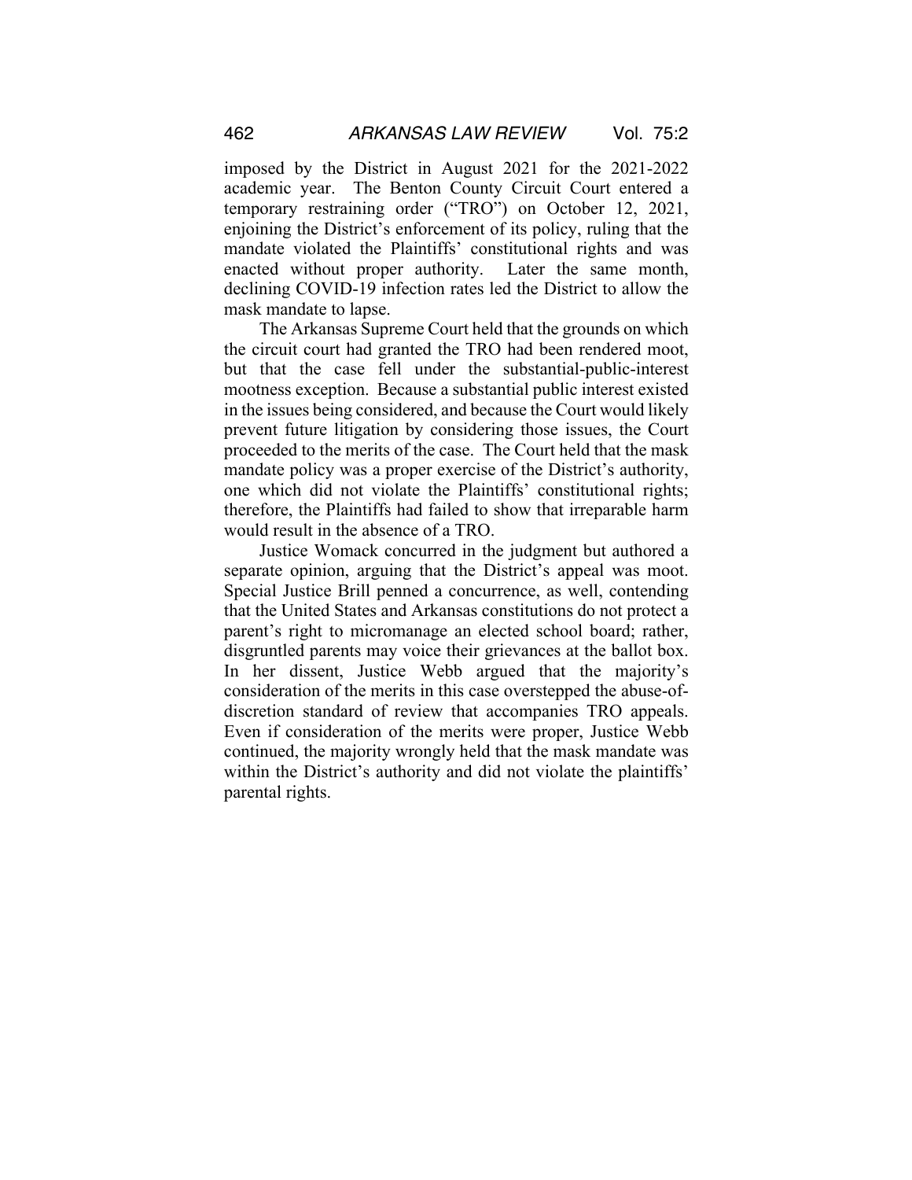imposed by the District in August 2021 for the 2021-2022 academic year. The Benton County Circuit Court entered a temporary restraining order ("TRO") on October 12, 2021, enjoining the District's enforcement of its policy, ruling that the mandate violated the Plaintiffs' constitutional rights and was enacted without proper authority. Later the same month, declining COVID-19 infection rates led the District to allow the mask mandate to lapse.

The Arkansas Supreme Court held that the grounds on which the circuit court had granted the TRO had been rendered moot, but that the case fell under the substantial-public-interest mootness exception. Because a substantial public interest existed in the issues being considered, and because the Court would likely prevent future litigation by considering those issues, the Court proceeded to the merits of the case. The Court held that the mask mandate policy was a proper exercise of the District's authority, one which did not violate the Plaintiffs' constitutional rights; therefore, the Plaintiffs had failed to show that irreparable harm would result in the absence of a TRO.

Justice Womack concurred in the judgment but authored a separate opinion, arguing that the District's appeal was moot. Special Justice Brill penned a concurrence, as well, contending that the United States and Arkansas constitutions do not protect a parent's right to micromanage an elected school board; rather, disgruntled parents may voice their grievances at the ballot box. In her dissent, Justice Webb argued that the majority's consideration of the merits in this case overstepped the abuse-of-discretion standard of review that accompanies TRO appeals. Even if consideration of the merits were proper, Justice Webb continued, the majority wrongly held that the mask mandate was within the District's authority and did not violate the plaintiffs' parental rights.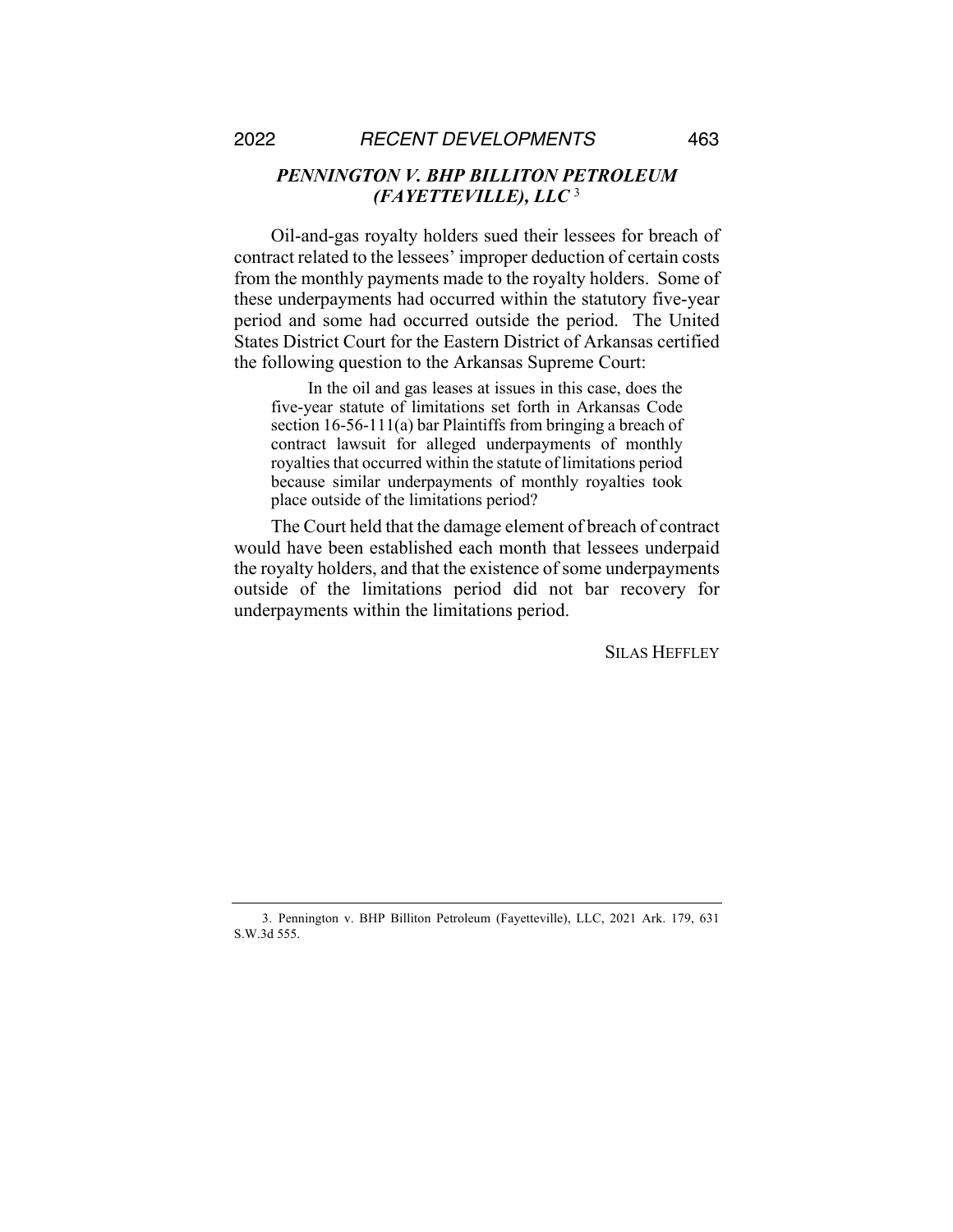### *PENNINGTON V. BHP BILLITON PETROLEUM (FAYETTEVILLE), LLC* [3]

Oil-and-gas royalty holders sued their lessees for breach of contract related to the lessees' improper deduction of certain costs from the monthly payments made to the royalty holders. Some of these underpayments had occurred within the statutory five-year period and some had occurred outside the period. The United States District Court for the Eastern District of Arkansas certified the following question to the Arkansas Supreme Court:

> In the oil and gas leases at issues in this case, does the five-year statute of limitations set forth in Arkansas Code section 16-56-111(a) bar Plaintiffs from bringing a breach of contract lawsuit for alleged underpayments of monthly royalties that occurred within the statute of limitations period because similar underpayments of monthly royalties took place outside of the limitations period?

The Court held that the damage element of breach of contract would have been established each month that lessees underpaid the royalty holders, and that the existence of some underpayments outside of the limitations period did not bar recovery for underpayments within the limitations period.

SILAS HEFFLEY

---

3. Pennington v. BHP Billiton Petroleum (Fayetteville), LLC, 2021 Ark. 179, 631 S.W.3d 555.